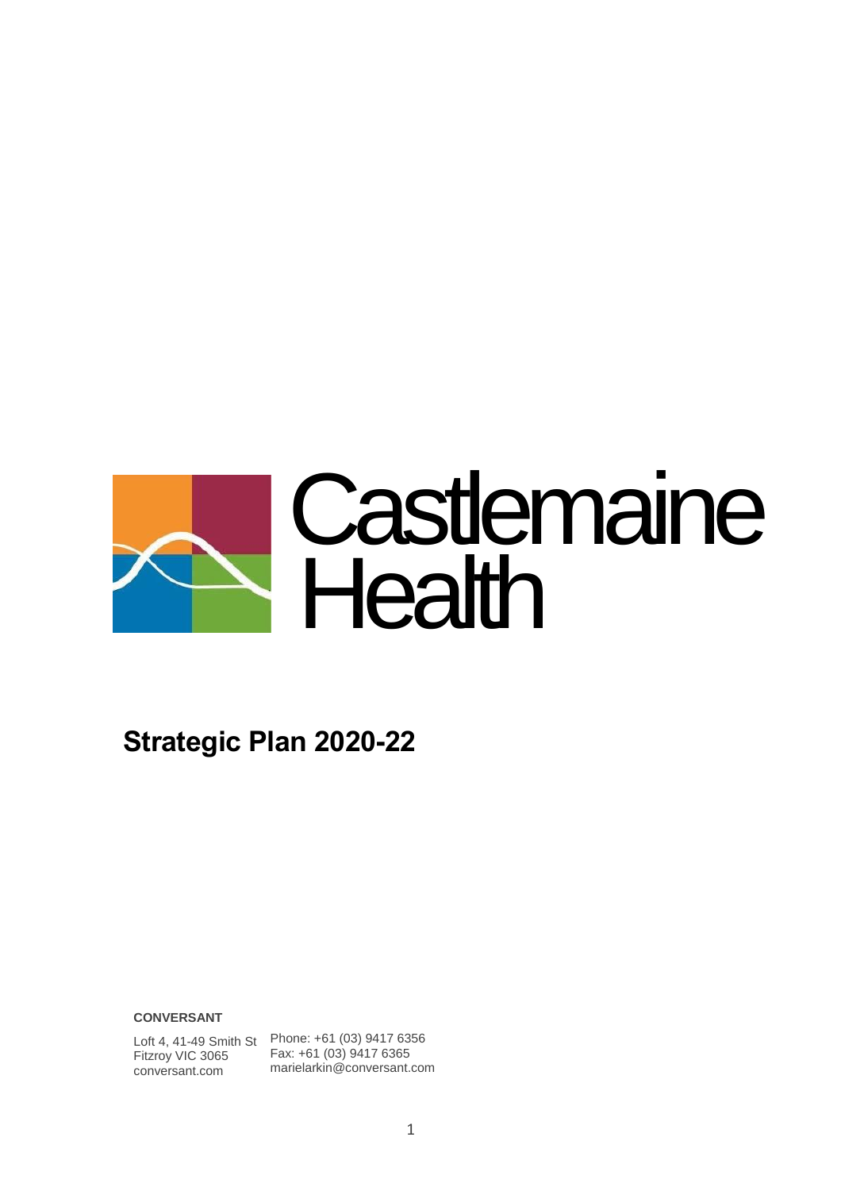# Castlemaine Health

## Strategic Plan 2020-22

**CONVERSANT**

Loft 4, 41-49 Smith St
Fitzroy VIC 3065
conversant.com

Phone: +61 (03) 9417 6356
Fax: +61 (03) 9417 6365
marielarkin@conversant.com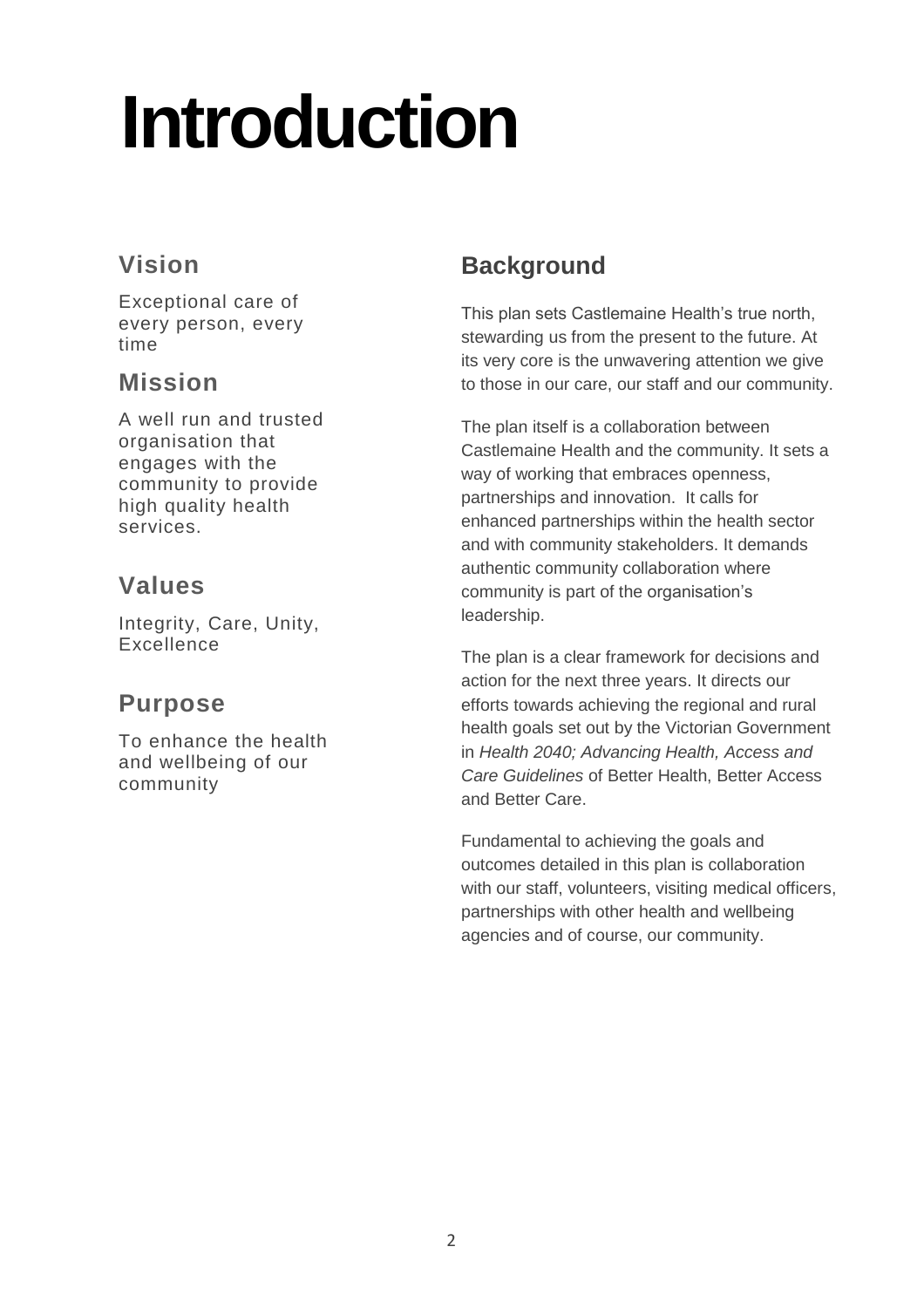# Introduction

## Vision

Exceptional care of every person, every time

## Mission

A well run and trusted organisation that engages with the community to provide high quality health services.

## Values

Integrity, Care, Unity, Excellence

## Purpose

To enhance the health and wellbeing of our community

## Background

This plan sets Castlemaine Health's true north, stewarding us from the present to the future. At its very core is the unwavering attention we give to those in our care, our staff and our community.

The plan itself is a collaboration between Castlemaine Health and the community. It sets a way of working that embraces openness, partnerships and innovation. It calls for enhanced partnerships within the health sector and with community stakeholders. It demands authentic community collaboration where community is part of the organisation's leadership.

The plan is a clear framework for decisions and action for the next three years. It directs our efforts towards achieving the regional and rural health goals set out by the Victorian Government in *Health 2040; Advancing Health, Access and Care Guidelines* of Better Health, Better Access and Better Care.

Fundamental to achieving the goals and outcomes detailed in this plan is collaboration with our staff, volunteers, visiting medical officers, partnerships with other health and wellbeing agencies and of course, our community.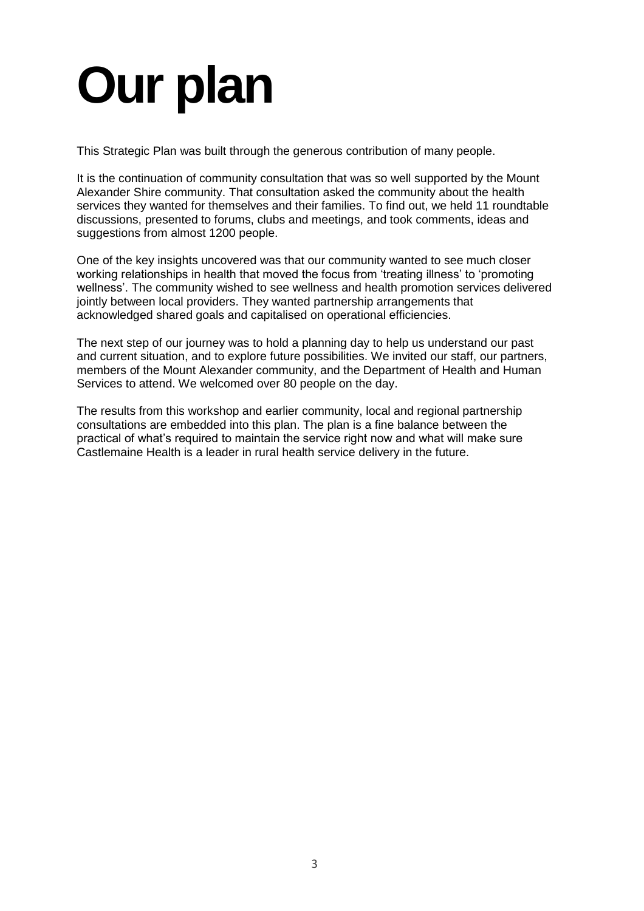# Our plan

This Strategic Plan was built through the generous contribution of many people.

It is the continuation of community consultation that was so well supported by the Mount Alexander Shire community. That consultation asked the community about the health services they wanted for themselves and their families. To find out, we held 11 roundtable discussions, presented to forums, clubs and meetings, and took comments, ideas and suggestions from almost 1200 people.

One of the key insights uncovered was that our community wanted to see much closer working relationships in health that moved the focus from 'treating illness' to 'promoting wellness'. The community wished to see wellness and health promotion services delivered jointly between local providers. They wanted partnership arrangements that acknowledged shared goals and capitalised on operational efficiencies.

The next step of our journey was to hold a planning day to help us understand our past and current situation, and to explore future possibilities. We invited our staff, our partners, members of the Mount Alexander community, and the Department of Health and Human Services to attend. We welcomed over 80 people on the day.

The results from this workshop and earlier community, local and regional partnership consultations are embedded into this plan. The plan is a fine balance between the practical of what's required to maintain the service right now and what will make sure Castlemaine Health is a leader in rural health service delivery in the future.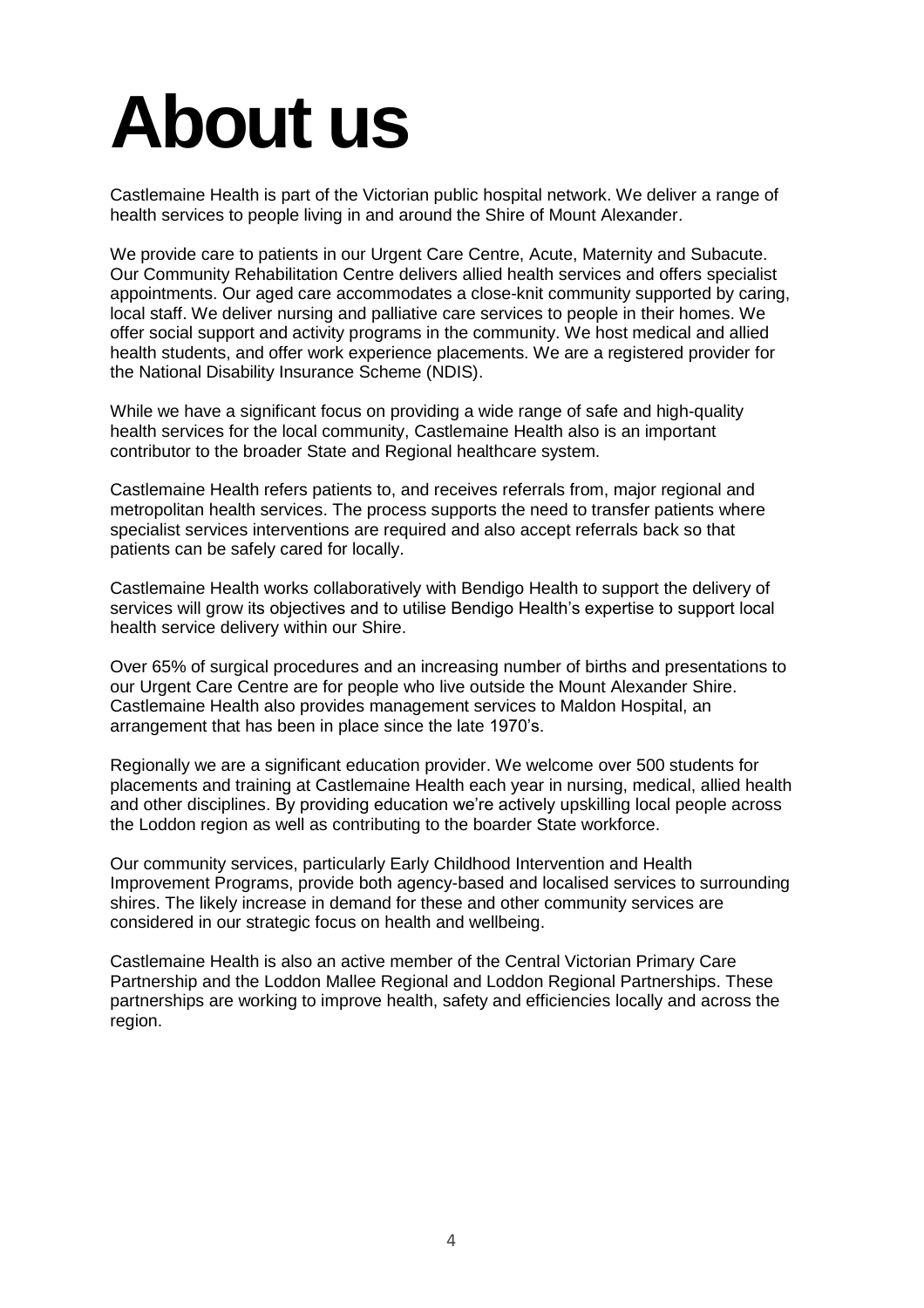# About us

Castlemaine Health is part of the Victorian public hospital network. We deliver a range of health services to people living in and around the Shire of Mount Alexander.

We provide care to patients in our Urgent Care Centre, Acute, Maternity and Subacute. Our Community Rehabilitation Centre delivers allied health services and offers specialist appointments. Our aged care accommodates a close-knit community supported by caring, local staff. We deliver nursing and palliative care services to people in their homes. We offer social support and activity programs in the community. We host medical and allied health students, and offer work experience placements. We are a registered provider for the National Disability Insurance Scheme (NDIS).

While we have a significant focus on providing a wide range of safe and high-quality health services for the local community, Castlemaine Health also is an important contributor to the broader State and Regional healthcare system.

Castlemaine Health refers patients to, and receives referrals from, major regional and metropolitan health services. The process supports the need to transfer patients where specialist services interventions are required and also accept referrals back so that patients can be safely cared for locally.

Castlemaine Health works collaboratively with Bendigo Health to support the delivery of services will grow its objectives and to utilise Bendigo Health's expertise to support local health service delivery within our Shire.

Over 65% of surgical procedures and an increasing number of births and presentations to our Urgent Care Centre are for people who live outside the Mount Alexander Shire. Castlemaine Health also provides management services to Maldon Hospital, an arrangement that has been in place since the late 1970's.

Regionally we are a significant education provider. We welcome over 500 students for placements and training at Castlemaine Health each year in nursing, medical, allied health and other disciplines. By providing education we're actively upskilling local people across the Loddon region as well as contributing to the boarder State workforce.

Our community services, particularly Early Childhood Intervention and Health Improvement Programs, provide both agency-based and localised services to surrounding shires. The likely increase in demand for these and other community services are considered in our strategic focus on health and wellbeing.

Castlemaine Health is also an active member of the Central Victorian Primary Care Partnership and the Loddon Mallee Regional and Loddon Regional Partnerships. These partnerships are working to improve health, safety and efficiencies locally and across the region.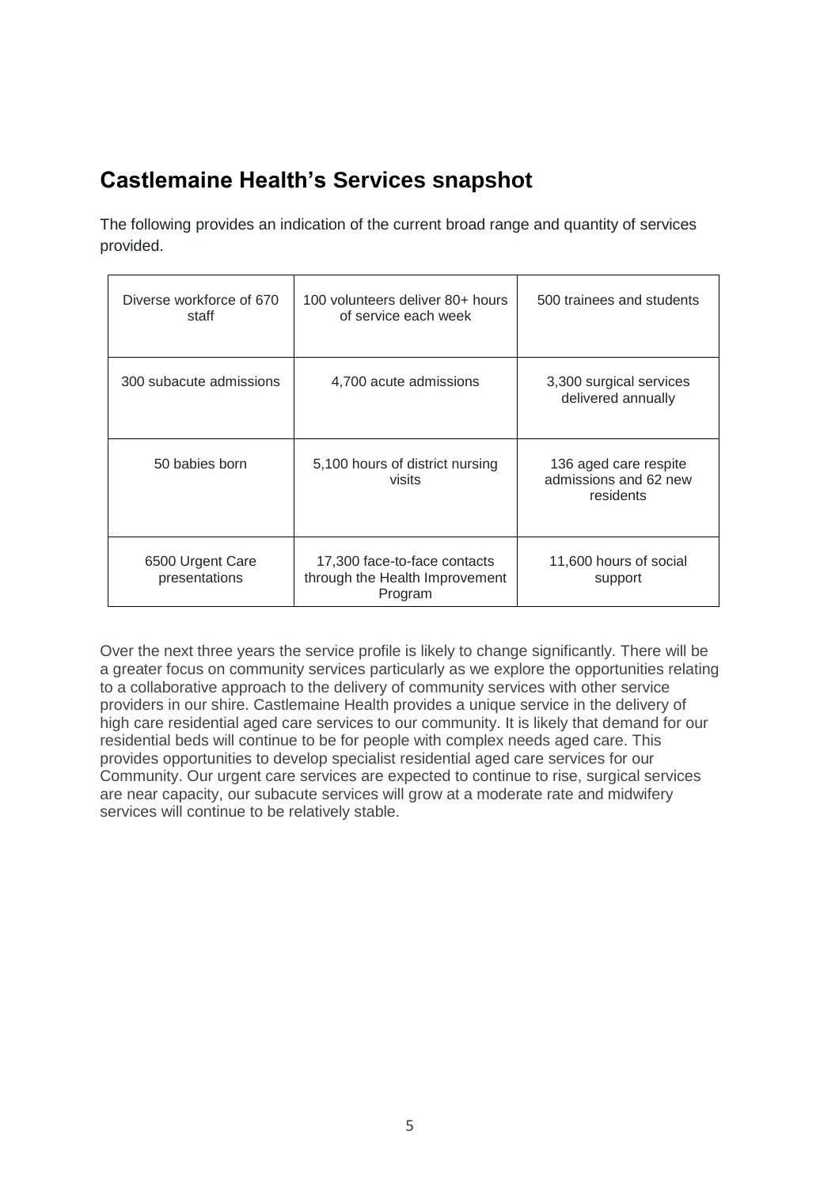## Castlemaine Health's Services snapshot

The following provides an indication of the current broad range and quantity of services provided.

| | | |
|---|---|---|
| Diverse workforce of 670 staff | 100 volunteers deliver 80+ hours of service each week | 500 trainees and students |
| 300 subacute admissions | 4,700 acute admissions | 3,300 surgical services delivered annually |
| 50 babies born | 5,100 hours of district nursing visits | 136 aged care respite admissions and 62 new residents |
| 6500 Urgent Care presentations | 17,300 face-to-face contacts through the Health Improvement Program | 11,600 hours of social support |

Over the next three years the service profile is likely to change significantly. There will be a greater focus on community services particularly as we explore the opportunities relating to a collaborative approach to the delivery of community services with other service providers in our shire. Castlemaine Health provides a unique service in the delivery of high care residential aged care services to our community. It is likely that demand for our residential beds will continue to be for people with complex needs aged care. This provides opportunities to develop specialist residential aged care services for our Community. Our urgent care services are expected to continue to rise, surgical services are near capacity, our subacute services will grow at a moderate rate and midwifery services will continue to be relatively stable.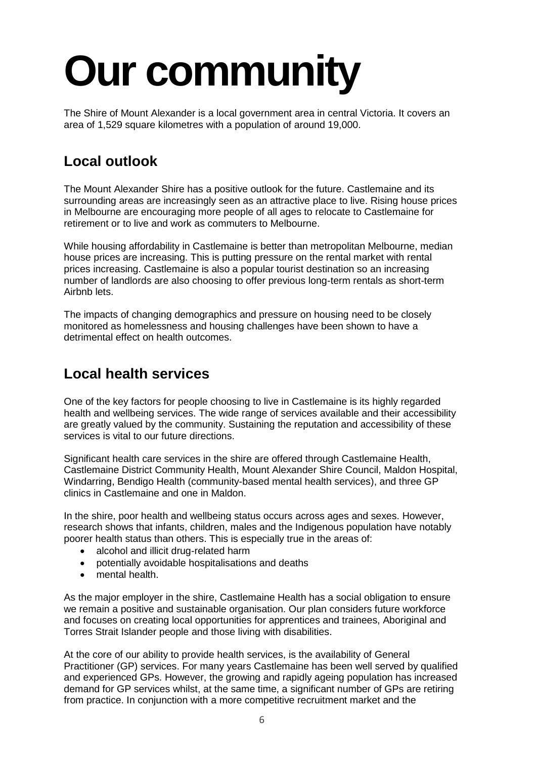# Our community

The Shire of Mount Alexander is a local government area in central Victoria. It covers an area of 1,529 square kilometres with a population of around 19,000.

## Local outlook

The Mount Alexander Shire has a positive outlook for the future. Castlemaine and its surrounding areas are increasingly seen as an attractive place to live. Rising house prices in Melbourne are encouraging more people of all ages to relocate to Castlemaine for retirement or to live and work as commuters to Melbourne.

While housing affordability in Castlemaine is better than metropolitan Melbourne, median house prices are increasing. This is putting pressure on the rental market with rental prices increasing. Castlemaine is also a popular tourist destination so an increasing number of landlords are also choosing to offer previous long-term rentals as short-term Airbnb lets.

The impacts of changing demographics and pressure on housing need to be closely monitored as homelessness and housing challenges have been shown to have a detrimental effect on health outcomes.

## Local health services

One of the key factors for people choosing to live in Castlemaine is its highly regarded health and wellbeing services. The wide range of services available and their accessibility are greatly valued by the community. Sustaining the reputation and accessibility of these services is vital to our future directions.

Significant health care services in the shire are offered through Castlemaine Health, Castlemaine District Community Health, Mount Alexander Shire Council, Maldon Hospital, Windarring, Bendigo Health (community-based mental health services), and three GP clinics in Castlemaine and one in Maldon.

In the shire, poor health and wellbeing status occurs across ages and sexes. However, research shows that infants, children, males and the Indigenous population have notably poorer health status than others. This is especially true in the areas of:

- alcohol and illicit drug-related harm
- potentially avoidable hospitalisations and deaths
- mental health.

As the major employer in the shire, Castlemaine Health has a social obligation to ensure we remain a positive and sustainable organisation. Our plan considers future workforce and focuses on creating local opportunities for apprentices and trainees, Aboriginal and Torres Strait Islander people and those living with disabilities.

At the core of our ability to provide health services, is the availability of General Practitioner (GP) services. For many years Castlemaine has been well served by qualified and experienced GPs. However, the growing and rapidly ageing population has increased demand for GP services whilst, at the same time, a significant number of GPs are retiring from practice. In conjunction with a more competitive recruitment market and the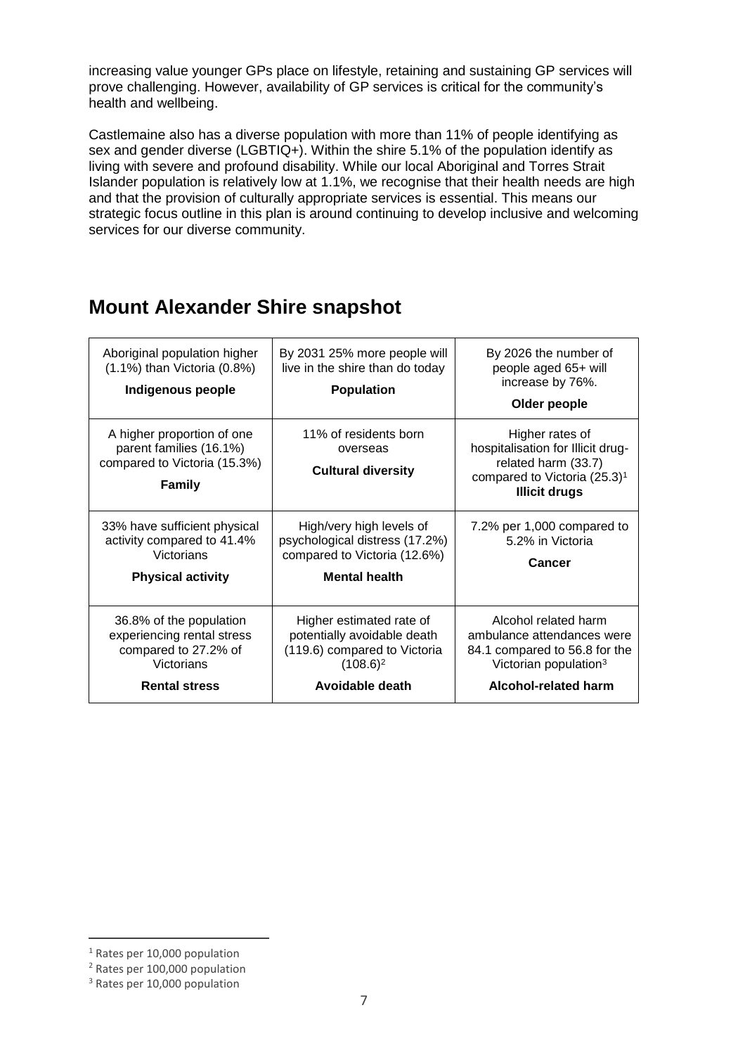increasing value younger GPs place on lifestyle, retaining and sustaining GP services will prove challenging. However, availability of GP services is critical for the community's health and wellbeing.

Castlemaine also has a diverse population with more than 11% of people identifying as sex and gender diverse (LGBTIQ+). Within the shire 5.1% of the population identify as living with severe and profound disability. While our local Aboriginal and Torres Strait Islander population is relatively low at 1.1%, we recognise that their health needs are high and that the provision of culturally appropriate services is essential. This means our strategic focus outline in this plan is around continuing to develop inclusive and welcoming services for our diverse community.

## Mount Alexander Shire snapshot

| | | |
|---|---|---|
| Aboriginal population higher (1.1%) than Victoria (0.8%) **Indigenous people** | By 2031 25% more people will live in the shire than do today **Population** | By 2026 the number of people aged 65+ will increase by 76%. **Older people** |
| A higher proportion of one parent families (16.1%) compared to Victoria (15.3%) **Family** | 11% of residents born overseas **Cultural diversity** | Higher rates of hospitalisation for Illicit drug-related harm (33.7) compared to Victoria (25.3)[1] **Illicit drugs** |
| 33% have sufficient physical activity compared to 41.4% Victorians **Physical activity** | High/very high levels of psychological distress (17.2%) compared to Victoria (12.6%) **Mental health** | 7.2% per 1,000 compared to 5.2% in Victoria **Cancer** |
| 36.8% of the population experiencing rental stress compared to 27.2% of Victorians **Rental stress** | Higher estimated rate of potentially avoidable death (119.6) compared to Victoria (108.6)[2] **Avoidable death** | Alcohol related harm ambulance attendances were 84.1 compared to 56.8 for the Victorian population[3] **Alcohol-related harm** |

[1] Rates per 10,000 population

[2] Rates per 100,000 population

[3] Rates per 10,000 population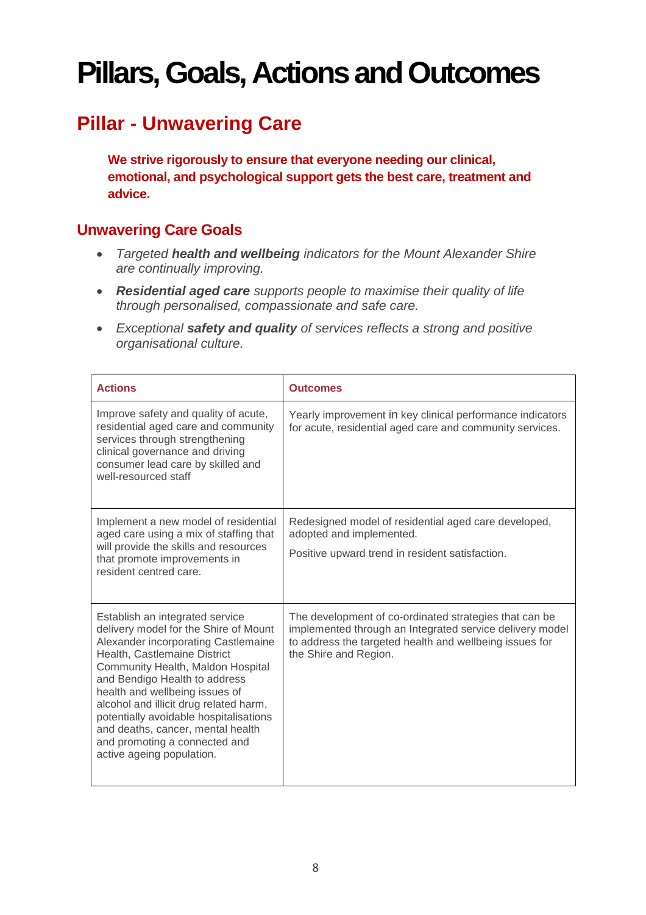# Pillars, Goals, Actions and Outcomes

## Pillar - Unwavering Care

**We strive rigorously to ensure that everyone needing our clinical, emotional, and psychological support gets the best care, treatment and advice.**

### Unwavering Care Goals

- *Targeted **health and wellbeing** indicators for the Mount Alexander Shire are continually improving.*
- ***Residential aged care** supports people to maximise their quality of life through personalised, compassionate and safe care.*
- *Exceptional **safety and quality** of services reflects a strong and positive organisational culture.*

| Actions | Outcomes |
|---|---|
| Improve safety and quality of acute, residential aged care and community services through strengthening clinical governance and driving consumer lead care by skilled and well-resourced staff | Yearly improvement in key clinical performance indicators for acute, residential aged care and community services. |
| Implement a new model of residential aged care using a mix of staffing that will provide the skills and resources that promote improvements in resident centred care. | Redesigned model of residential aged care developed, adopted and implemented.<br><br>Positive upward trend in resident satisfaction. |
| Establish an integrated service delivery model for the Shire of Mount Alexander incorporating Castlemaine Health, Castlemaine District Community Health, Maldon Hospital and Bendigo Health to address health and wellbeing issues of alcohol and illicit drug related harm, potentially avoidable hospitalisations and deaths, cancer, mental health and promoting a connected and active ageing population. | The development of co-ordinated strategies that can be implemented through an Integrated service delivery model to address the targeted health and wellbeing issues for the Shire and Region. |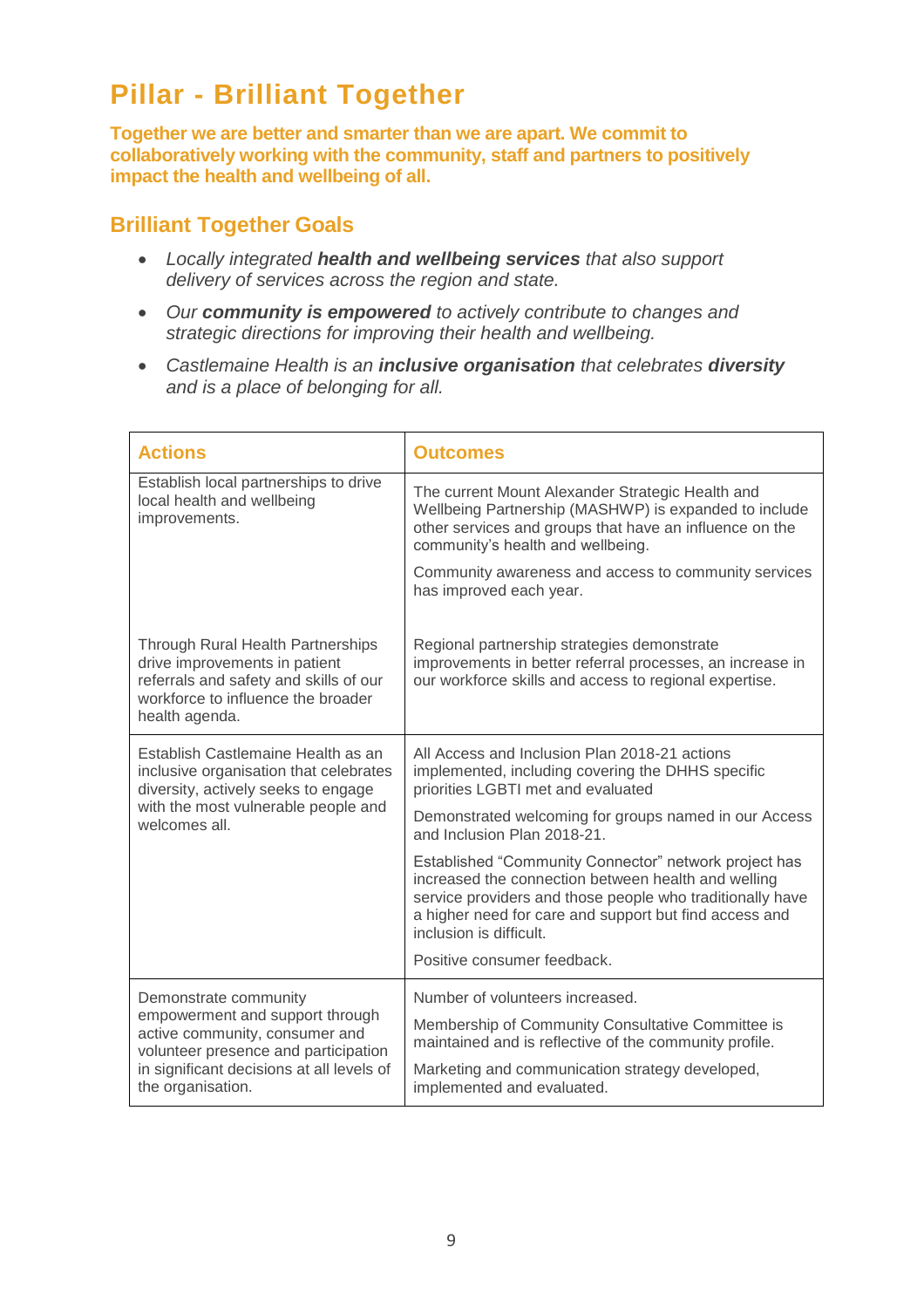# Pillar - Brilliant Together

**Together we are better and smarter than we are apart. We commit to collaboratively working with the community, staff and partners to positively impact the health and wellbeing of all.**

## Brilliant Together Goals

- *Locally integrated **health and wellbeing services** that also support delivery of services across the region and state.*
- *Our **community is empowered** to actively contribute to changes and strategic directions for improving their health and wellbeing.*
- *Castlemaine Health is an **inclusive organisation** that celebrates **diversity** and is a place of belonging for all.*

| Actions | Outcomes |
|---|---|
| Establish local partnerships to drive local health and wellbeing improvements. | The current Mount Alexander Strategic Health and Wellbeing Partnership (MASHWP) is expanded to include other services and groups that have an influence on the community's health and wellbeing.<br><br>Community awareness and access to community services has improved each year. |
| Through Rural Health Partnerships drive improvements in patient referrals and safety and skills of our workforce to influence the broader health agenda. | Regional partnership strategies demonstrate improvements in better referral processes, an increase in our workforce skills and access to regional expertise. |
| Establish Castlemaine Health as an inclusive organisation that celebrates diversity, actively seeks to engage with the most vulnerable people and welcomes all. | All Access and Inclusion Plan 2018-21 actions implemented, including covering the DHHS specific priorities LGBTI met and evaluated<br><br>Demonstrated welcoming for groups named in our Access and Inclusion Plan 2018-21.<br><br>Established "Community Connector" network project has increased the connection between health and welling service providers and those people who traditionally have a higher need for care and support but find access and inclusion is difficult.<br><br>Positive consumer feedback. |
| Demonstrate community empowerment and support through active community, consumer and volunteer presence and participation in significant decisions at all levels of the organisation. | Number of volunteers increased.<br><br>Membership of Community Consultative Committee is maintained and is reflective of the community profile.<br><br>Marketing and communication strategy developed, implemented and evaluated. |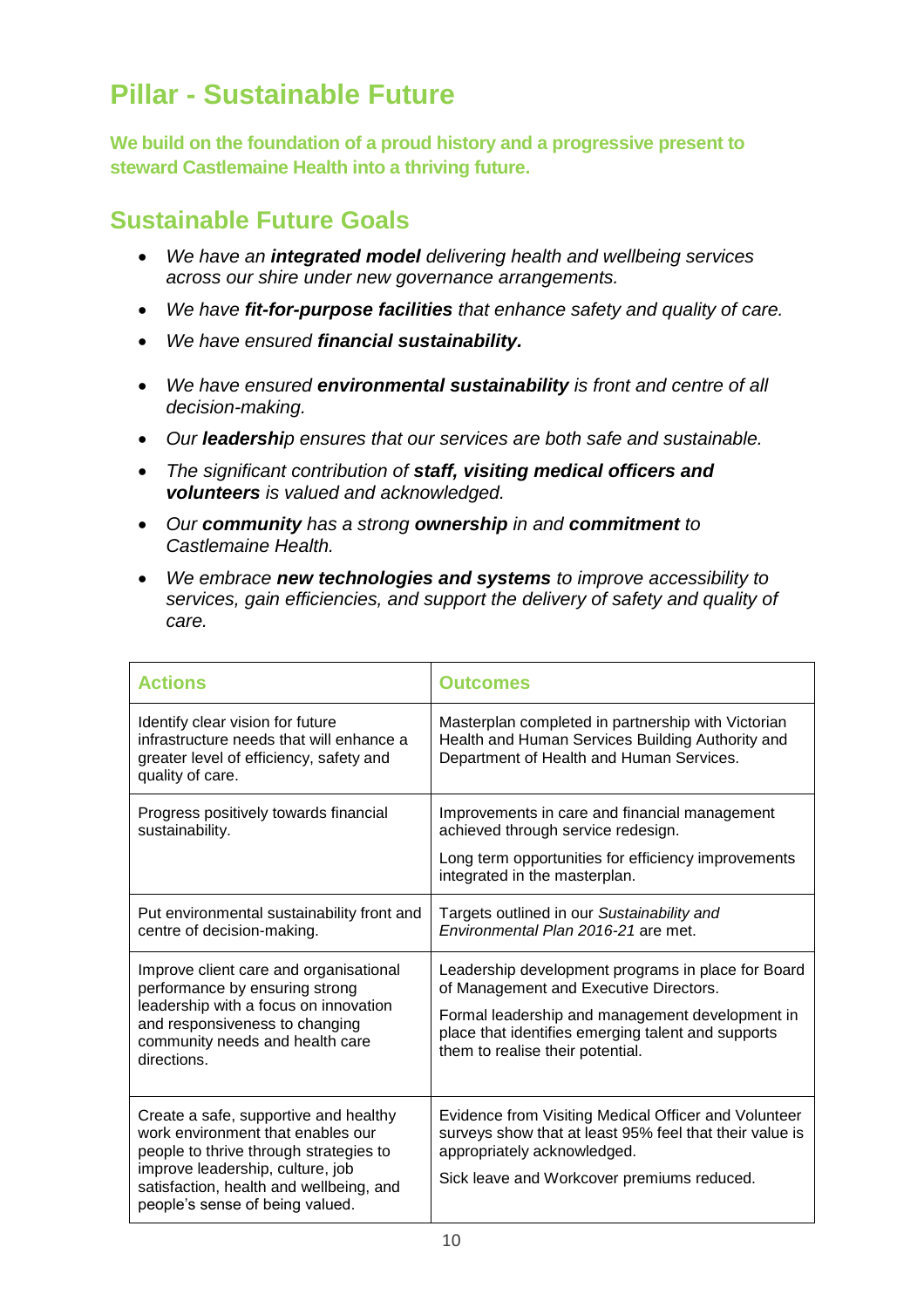# Pillar - Sustainable Future

**We build on the foundation of a proud history and a progressive present to steward Castlemaine Health into a thriving future.**

## Sustainable Future Goals

- *We have an **integrated model** delivering health and wellbeing services across our shire under new governance arrangements.*
- *We have **fit-for-purpose facilities** that enhance safety and quality of care.*
- *We have ensured **financial sustainability.***
- *We have ensured **environmental sustainability** is front and centre of all decision-making.*
- *Our **leadershi**p ensures that our services are both safe and sustainable.*
- *The significant contribution of **staff, visiting medical officers and volunteers** is valued and acknowledged.*
- *Our **community** has a strong **ownership** in and **commitment** to Castlemaine Health.*
- *We embrace **new technologies and systems** to improve accessibility to services, gain efficiencies, and support the delivery of safety and quality of care.*

| Actions | Outcomes |
|---|---|
| Identify clear vision for future infrastructure needs that will enhance a greater level of efficiency, safety and quality of care. | Masterplan completed in partnership with Victorian Health and Human Services Building Authority and Department of Health and Human Services. |
| Progress positively towards financial sustainability. | Improvements in care and financial management achieved through service redesign.<br>Long term opportunities for efficiency improvements integrated in the masterplan. |
| Put environmental sustainability front and centre of decision-making. | Targets outlined in our *Sustainability and Environmental Plan 2016-21* are met. |
| Improve client care and organisational performance by ensuring strong leadership with a focus on innovation and responsiveness to changing community needs and health care directions. | Leadership development programs in place for Board of Management and Executive Directors.<br>Formal leadership and management development in place that identifies emerging talent and supports them to realise their potential. |
| Create a safe, supportive and healthy work environment that enables our people to thrive through strategies to improve leadership, culture, job satisfaction, health and wellbeing, and people's sense of being valued. | Evidence from Visiting Medical Officer and Volunteer surveys show that at least 95% feel that their value is appropriately acknowledged.<br>Sick leave and Workcover premiums reduced. |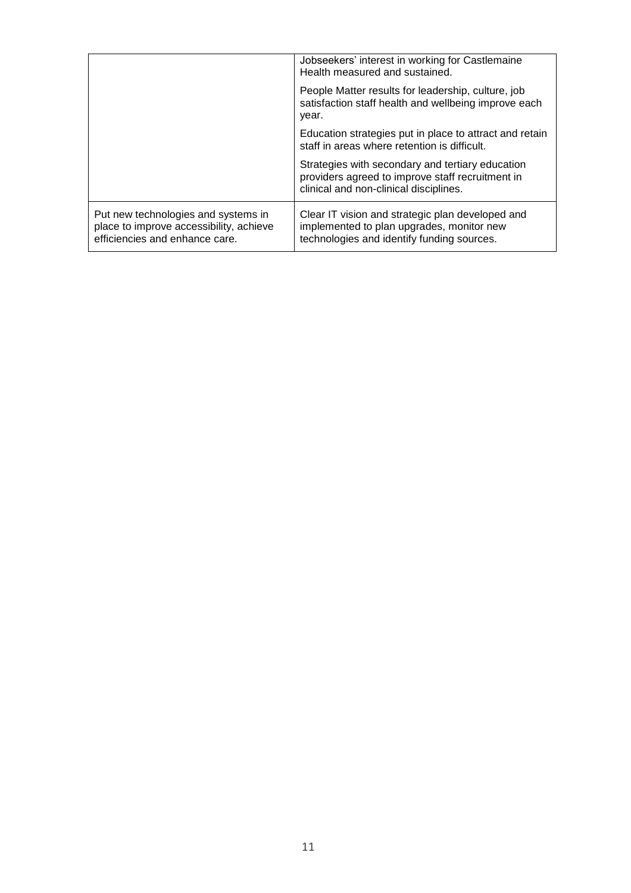| | |
|---|---|
| | Jobseekers' interest in working for Castlemaine Health measured and sustained. |
| | People Matter results for leadership, culture, job satisfaction staff health and wellbeing improve each year. |
| | Education strategies put in place to attract and retain staff in areas where retention is difficult. |
| | Strategies with secondary and tertiary education providers agreed to improve staff recruitment in clinical and non-clinical disciplines. |
| Put new technologies and systems in place to improve accessibility, achieve efficiencies and enhance care. | Clear IT vision and strategic plan developed and implemented to plan upgrades, monitor new technologies and identify funding sources. |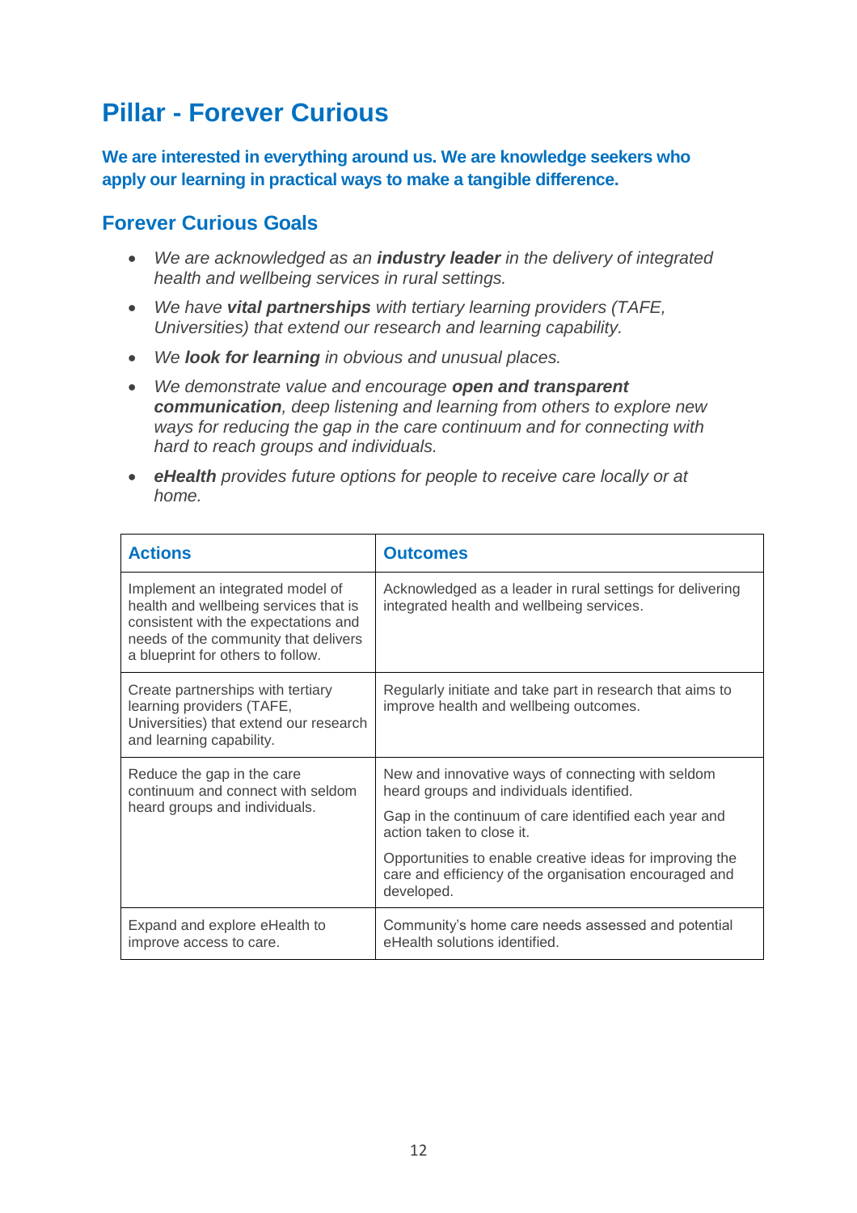# Pillar - Forever Curious

**We are interested in everything around us. We are knowledge seekers who apply our learning in practical ways to make a tangible difference.**

## Forever Curious Goals

- *We are acknowledged as an* ***industry leader*** *in the delivery of integrated health and wellbeing services in rural settings.*
- *We have* ***vital partnerships*** *with tertiary learning providers (TAFE, Universities) that extend our research and learning capability.*
- *We* ***look for learning*** *in obvious and unusual places.*
- *We demonstrate value and encourage* ***open and transparent communication****, deep listening and learning from others to explore new ways for reducing the gap in the care continuum and for connecting with hard to reach groups and individuals.*
- ***eHealth*** *provides future options for people to receive care locally or at home.*

| Actions | Outcomes |
|---|---|
| Implement an integrated model of health and wellbeing services that is consistent with the expectations and needs of the community that delivers a blueprint for others to follow. | Acknowledged as a leader in rural settings for delivering integrated health and wellbeing services. |
| Create partnerships with tertiary learning providers (TAFE, Universities) that extend our research and learning capability. | Regularly initiate and take part in research that aims to improve health and wellbeing outcomes. |
| Reduce the gap in the care continuum and connect with seldom heard groups and individuals. | New and innovative ways of connecting with seldom heard groups and individuals identified.<br><br>Gap in the continuum of care identified each year and action taken to close it.<br><br>Opportunities to enable creative ideas for improving the care and efficiency of the organisation encouraged and developed. |
| Expand and explore eHealth to improve access to care. | Community's home care needs assessed and potential eHealth solutions identified. |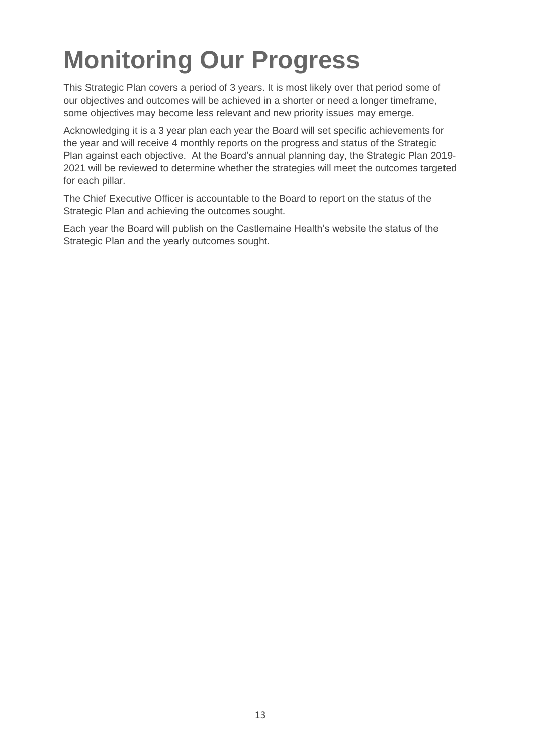# Monitoring Our Progress

This Strategic Plan covers a period of 3 years. It is most likely over that period some of our objectives and outcomes will be achieved in a shorter or need a longer timeframe, some objectives may become less relevant and new priority issues may emerge.

Acknowledging it is a 3 year plan each year the Board will set specific achievements for the year and will receive 4 monthly reports on the progress and status of the Strategic Plan against each objective. At the Board's annual planning day, the Strategic Plan 2019-2021 will be reviewed to determine whether the strategies will meet the outcomes targeted for each pillar.

The Chief Executive Officer is accountable to the Board to report on the status of the Strategic Plan and achieving the outcomes sought.

Each year the Board will publish on the Castlemaine Health's website the status of the Strategic Plan and the yearly outcomes sought.